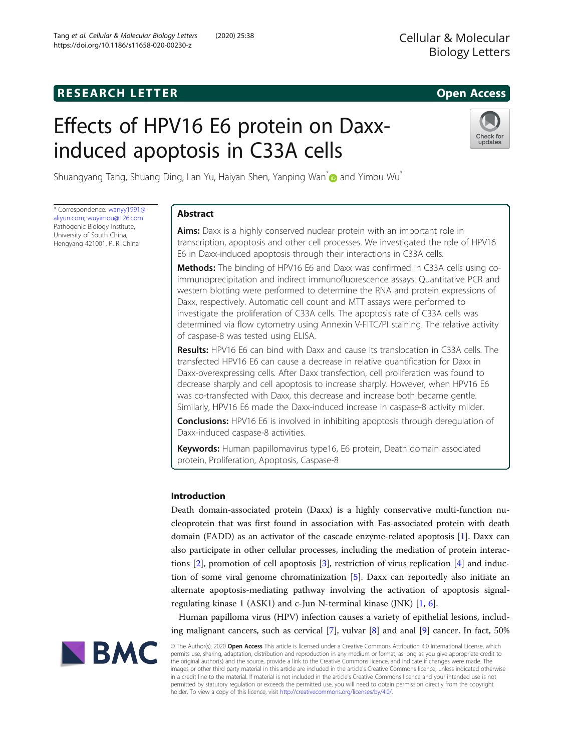RESEARCH LETTER

Open Access

# Effects of HPV16 E6 protein on Daxx-induced apoptosis in C33A cells

Shuangyang Tang, Shuang Ding, Lan Yu, Haiyan Shen, Yanping Wan* and Yimou Wu*

* Correspondence: wanyy1991@aliyun.com; wuyimou@126.com
Pathogenic Biology Institute, University of South China, Hengyang 421001, P. R. China

## Abstract

**Aims:** Daxx is a highly conserved nuclear protein with an important role in transcription, apoptosis and other cell processes. We investigated the role of HPV16 E6 in Daxx-induced apoptosis through their interactions in C33A cells.

**Methods:** The binding of HPV16 E6 and Daxx was confirmed in C33A cells using co-immunoprecipitation and indirect immunofluorescence assays. Quantitative PCR and western blotting were performed to determine the RNA and protein expressions of Daxx, respectively. Automatic cell count and MTT assays were performed to investigate the proliferation of C33A cells. The apoptosis rate of C33A cells was determined via flow cytometry using Annexin V-FITC/PI staining. The relative activity of caspase-8 was tested using ELISA.

**Results:** HPV16 E6 can bind with Daxx and cause its translocation in C33A cells. The transfected HPV16 E6 can cause a decrease in relative quantification for Daxx in Daxx-overexpressing cells. After Daxx transfection, cell proliferation was found to decrease sharply and cell apoptosis to increase sharply. However, when HPV16 E6 was co-transfected with Daxx, this decrease and increase both became gentle. Similarly, HPV16 E6 made the Daxx-induced increase in caspase-8 activity milder.

**Conclusions:** HPV16 E6 is involved in inhibiting apoptosis through deregulation of Daxx-induced caspase-8 activities.

**Keywords:** Human papillomavirus type16, E6 protein, Death domain associated protein, Proliferation, Apoptosis, Caspase-8

## Introduction

Death domain-associated protein (Daxx) is a highly conservative multi-function nucleoprotein that was first found in association with Fas-associated protein with death domain (FADD) as an activator of the cascade enzyme-related apoptosis [1]. Daxx can also participate in other cellular processes, including the mediation of protein interactions [2], promotion of cell apoptosis [3], restriction of virus replication [4] and induction of some viral genome chromatinization [5]. Daxx can reportedly also initiate an alternate apoptosis-mediating pathway involving the activation of apoptosis signal-regulating kinase 1 (ASK1) and c-Jun N-terminal kinase (JNK) [1, 6].

Human papilloma virus (HPV) infection causes a variety of epithelial lesions, including malignant cancers, such as cervical [7], vulvar [8] and anal [9] cancer. In fact, 50%

© The Author(s). 2020 **Open Access** This article is licensed under a Creative Commons Attribution 4.0 International License, which permits use, sharing, adaptation, distribution and reproduction in any medium or format, as long as you give appropriate credit to the original author(s) and the source, provide a link to the Creative Commons licence, and indicate if changes were made. The images or other third party material in this article are included in the article's Creative Commons licence, unless indicated otherwise in a credit line to the material. If material is not included in the article's Creative Commons licence and your intended use is not permitted by statutory regulation or exceeds the permitted use, you will need to obtain permission directly from the copyright holder. To view a copy of this licence, visit http://creativecommons.org/licenses/by/4.0/.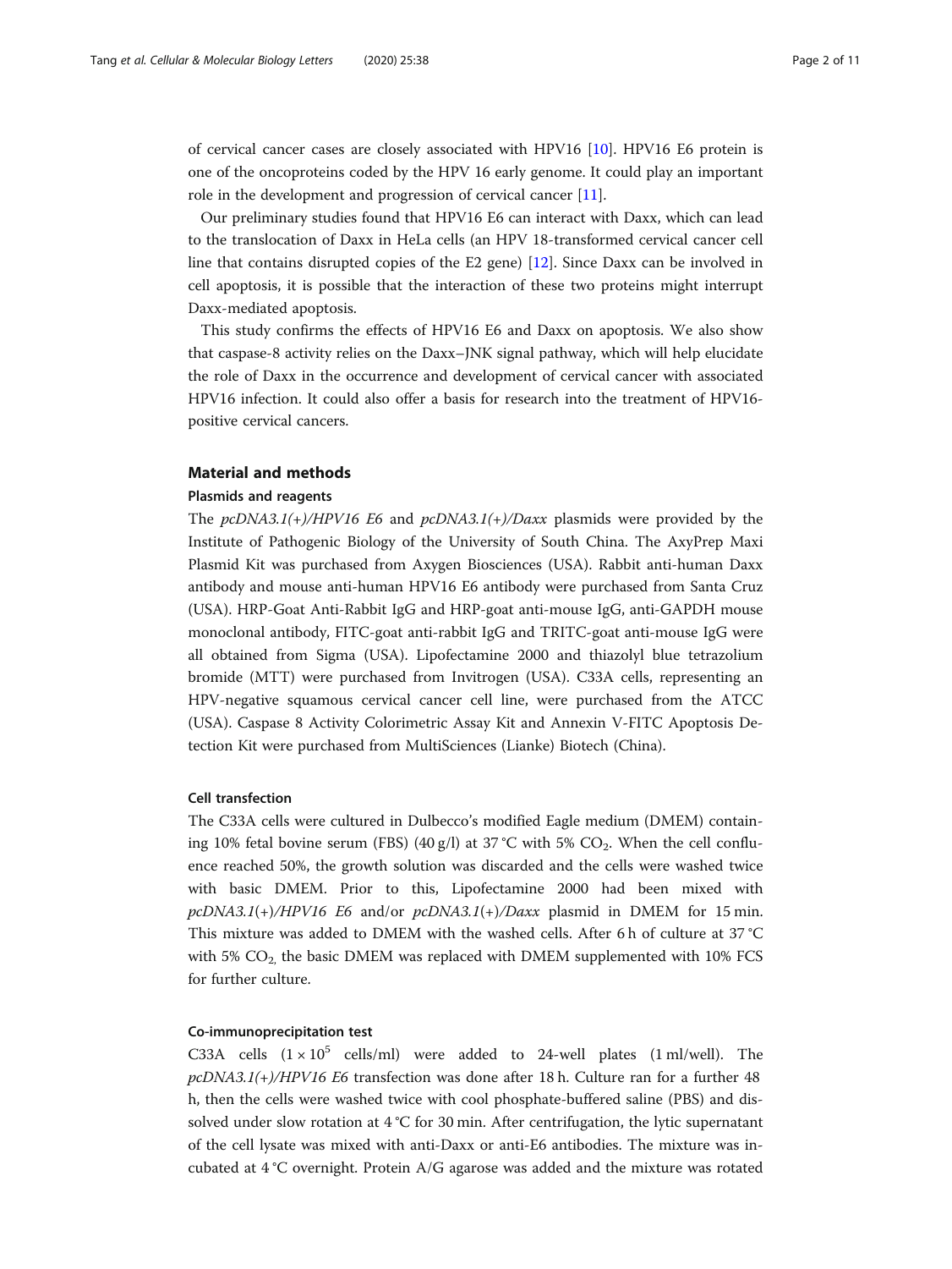of cervical cancer cases are closely associated with HPV16 [10]. HPV16 E6 protein is one of the oncoproteins coded by the HPV 16 early genome. It could play an important role in the development and progression of cervical cancer [11].

Our preliminary studies found that HPV16 E6 can interact with Daxx, which can lead to the translocation of Daxx in HeLa cells (an HPV 18-transformed cervical cancer cell line that contains disrupted copies of the E2 gene) [12]. Since Daxx can be involved in cell apoptosis, it is possible that the interaction of these two proteins might interrupt Daxx-mediated apoptosis.

This study confirms the effects of HPV16 E6 and Daxx on apoptosis. We also show that caspase-8 activity relies on the Daxx–JNK signal pathway, which will help elucidate the role of Daxx in the occurrence and development of cervical cancer with associated HPV16 infection. It could also offer a basis for research into the treatment of HPV16-positive cervical cancers.

## Material and methods

### Plasmids and reagents

The *pcDNA3.1(+)/HPV16 E6* and *pcDNA3.1(+)/Daxx* plasmids were provided by the Institute of Pathogenic Biology of the University of South China. The AxyPrep Maxi Plasmid Kit was purchased from Axygen Biosciences (USA). Rabbit anti-human Daxx antibody and mouse anti-human HPV16 E6 antibody were purchased from Santa Cruz (USA). HRP-Goat Anti-Rabbit IgG and HRP-goat anti-mouse IgG, anti-GAPDH mouse monoclonal antibody, FITC-goat anti-rabbit IgG and TRITC-goat anti-mouse IgG were all obtained from Sigma (USA). Lipofectamine 2000 and thiazolyl blue tetrazolium bromide (MTT) were purchased from Invitrogen (USA). C33A cells, representing an HPV-negative squamous cervical cancer cell line, were purchased from the ATCC (USA). Caspase 8 Activity Colorimetric Assay Kit and Annexin V-FITC Apoptosis Detection Kit were purchased from MultiSciences (Lianke) Biotech (China).

### Cell transfection

The C33A cells were cultured in Dulbecco's modified Eagle medium (DMEM) containing 10% fetal bovine serum (FBS) (40 g/l) at 37 °C with 5% $CO_2$. When the cell confluence reached 50%, the growth solution was discarded and the cells were washed twice with basic DMEM. Prior to this, Lipofectamine 2000 had been mixed with *pcDNA3.1*(+)*/HPV16 E6* and/or *pcDNA3.1*(+)*/Daxx* plasmid in DMEM for 15 min. This mixture was added to DMEM with the washed cells. After 6 h of culture at 37 °C with 5% $CO_2$, the basic DMEM was replaced with DMEM supplemented with 10% FCS for further culture.

### Co-immunoprecipitation test

C33A cells ($1 \times 10^5$ cells/ml) were added to 24-well plates (1 ml/well). The *pcDNA3.1(+)/HPV16 E6* transfection was done after 18 h. Culture ran for a further 48 h, then the cells were washed twice with cool phosphate-buffered saline (PBS) and dissolved under slow rotation at 4 °C for 30 min. After centrifugation, the lytic supernatant of the cell lysate was mixed with anti-Daxx or anti-E6 antibodies. The mixture was incubated at 4 °C overnight. Protein A/G agarose was added and the mixture was rotated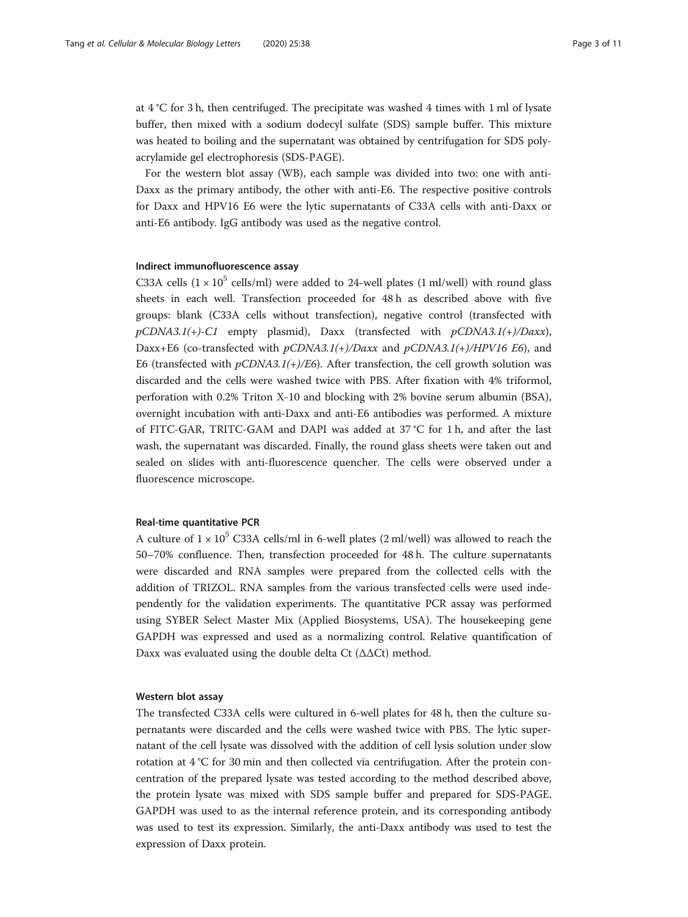at 4 °C for 3 h, then centrifuged. The precipitate was washed 4 times with 1 ml of lysate buffer, then mixed with a sodium dodecyl sulfate (SDS) sample buffer. This mixture was heated to boiling and the supernatant was obtained by centrifugation for SDS polyacrylamide gel electrophoresis (SDS-PAGE).

For the western blot assay (WB), each sample was divided into two: one with anti-Daxx as the primary antibody, the other with anti-E6. The respective positive controls for Daxx and HPV16 E6 were the lytic supernatants of C33A cells with anti-Daxx or anti-E6 antibody. IgG antibody was used as the negative control.

### Indirect immunofluorescence assay

C33A cells ($1 \times 10^5$ cells/ml) were added to 24-well plates (1 ml/well) with round glass sheets in each well. Transfection proceeded for 48 h as described above with five groups: blank (C33A cells without transfection), negative control (transfected with *pCDNA3.1(+)-C1* empty plasmid), Daxx (transfected with *pCDNA3.1(+)/Daxx*), Daxx+E6 (co-transfected with *pCDNA3.1(+)/Daxx* and *pCDNA3.1(+)/HPV16 E6*), and E6 (transfected with *pCDNA3.1(+)/E6*). After transfection, the cell growth solution was discarded and the cells were washed twice with PBS. After fixation with 4% triformol, perforation with 0.2% Triton X-10 and blocking with 2% bovine serum albumin (BSA), overnight incubation with anti-Daxx and anti-E6 antibodies was performed. A mixture of FITC-GAR, TRITC-GAM and DAPI was added at 37 °C for 1 h, and after the last wash, the supernatant was discarded. Finally, the round glass sheets were taken out and sealed on slides with anti-fluorescence quencher. The cells were observed under a fluorescence microscope.

### Real-time quantitative PCR

A culture of $1 \times 10^5$ C33A cells/ml in 6-well plates (2 ml/well) was allowed to reach the 50–70% confluence. Then, transfection proceeded for 48 h. The culture supernatants were discarded and RNA samples were prepared from the collected cells with the addition of TRIZOL. RNA samples from the various transfected cells were used independently for the validation experiments. The quantitative PCR assay was performed using SYBER Select Master Mix (Applied Biosystems, USA). The housekeeping gene GAPDH was expressed and used as a normalizing control. Relative quantification of Daxx was evaluated using the double delta Ct ($\Delta\Delta$Ct) method.

### Western blot assay

The transfected C33A cells were cultured in 6-well plates for 48 h, then the culture supernatants were discarded and the cells were washed twice with PBS. The lytic supernatant of the cell lysate was dissolved with the addition of cell lysis solution under slow rotation at 4 °C for 30 min and then collected via centrifugation. After the protein concentration of the prepared lysate was tested according to the method described above, the protein lysate was mixed with SDS sample buffer and prepared for SDS-PAGE. GAPDH was used to as the internal reference protein, and its corresponding antibody was used to test its expression. Similarly, the anti-Daxx antibody was used to test the expression of Daxx protein.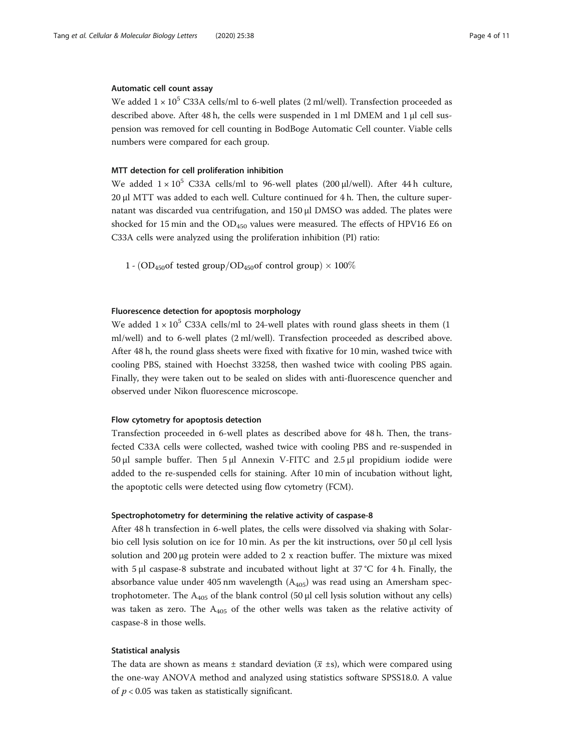### Automatic cell count assay

We added $1 \times 10^5$ C33A cells/ml to 6-well plates (2 ml/well). Transfection proceeded as described above. After 48 h, the cells were suspended in 1 ml DMEM and 1 μl cell suspension was removed for cell counting in BodBoge Automatic Cell counter. Viable cells numbers were compared for each group.

### MTT detection for cell proliferation inhibition

We added $1 \times 10^5$ C33A cells/ml to 96-well plates (200 μl/well). After 44 h culture, 20 μl MTT was added to each well. Culture continued for 4 h. Then, the culture supernatant was discarded vua centrifugation, and 150 μl DMSO was added. The plates were shocked for 15 min and the $OD_{450}$ values were measured. The effects of HPV16 E6 on C33A cells were analyzed using the proliferation inhibition (PI) ratio:

$$1 - (OD_{450}\text{of tested group}/OD_{450}\text{of control group}) \times 100\%$$

### Fluorescence detection for apoptosis morphology

We added $1 \times 10^5$ C33A cells/ml to 24-well plates with round glass sheets in them (1 ml/well) and to 6-well plates (2 ml/well). Transfection proceeded as described above. After 48 h, the round glass sheets were fixed with fixative for 10 min, washed twice with cooling PBS, stained with Hoechst 33258, then washed twice with cooling PBS again. Finally, they were taken out to be sealed on slides with anti-fluorescence quencher and observed under Nikon fluorescence microscope.

### Flow cytometry for apoptosis detection

Transfection proceeded in 6-well plates as described above for 48 h. Then, the transfected C33A cells were collected, washed twice with cooling PBS and re-suspended in 50 μl sample buffer. Then 5 μl Annexin V-FITC and 2.5 μl propidium iodide were added to the re-suspended cells for staining. After 10 min of incubation without light, the apoptotic cells were detected using flow cytometry (FCM).

### Spectrophotometry for determining the relative activity of caspase-8

After 48 h transfection in 6-well plates, the cells were dissolved via shaking with Solarbio cell lysis solution on ice for 10 min. As per the kit instructions, over 50 μl cell lysis solution and 200 μg protein were added to 2 x reaction buffer. The mixture was mixed with 5 μl caspase-8 substrate and incubated without light at 37 °C for 4 h. Finally, the absorbance value under 405 nm wavelength ($A_{405}$) was read using an Amersham spectrophotometer. The $A_{405}$ of the blank control (50 μl cell lysis solution without any cells) was taken as zero. The $A_{405}$ of the other wells was taken as the relative activity of caspase-8 in those wells.

### Statistical analysis

The data are shown as means ± standard deviation ($\bar{x}$ ±s), which were compared using the one-way ANOVA method and analyzed using statistics software SPSS18.0. A value of $p < 0.05$ was taken as statistically significant.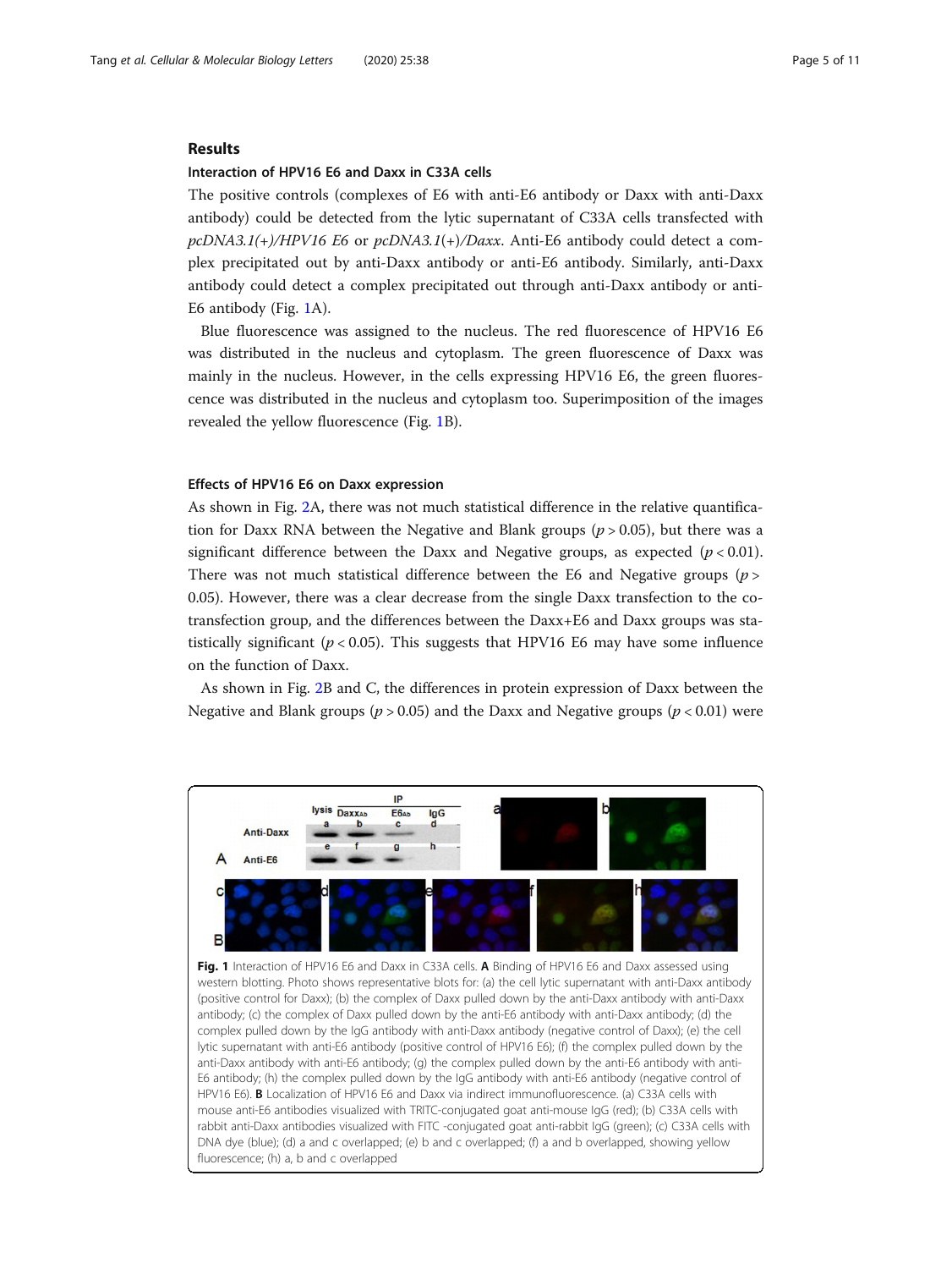## Results

### Interaction of HPV16 E6 and Daxx in C33A cells

The positive controls (complexes of E6 with anti-E6 antibody or Daxx with anti-Daxx antibody) could be detected from the lytic supernatant of C33A cells transfected with *pcDNA3.1(+)/HPV16 E6* or *pcDNA3.1(+)/Daxx*. Anti-E6 antibody could detect a complex precipitated out by anti-Daxx antibody or anti-E6 antibody. Similarly, anti-Daxx antibody could detect a complex precipitated out through anti-Daxx antibody or anti-E6 antibody (Fig. 1A).

Blue fluorescence was assigned to the nucleus. The red fluorescence of HPV16 E6 was distributed in the nucleus and cytoplasm. The green fluorescence of Daxx was mainly in the nucleus. However, in the cells expressing HPV16 E6, the green fluorescence was distributed in the nucleus and cytoplasm too. Superimposition of the images revealed the yellow fluorescence (Fig. 1B).

### Effects of HPV16 E6 on Daxx expression

As shown in Fig. 2A, there was not much statistical difference in the relative quantification for Daxx RNA between the Negative and Blank groups ($p > 0.05$), but there was a significant difference between the Daxx and Negative groups, as expected ($p < 0.01$). There was not much statistical difference between the E6 and Negative groups ($p > 0.05$). However, there was a clear decrease from the single Daxx transfection to the co-transfection group, and the differences between the Daxx+E6 and Daxx groups was statistically significant ($p < 0.05$). This suggests that HPV16 E6 may have some influence on the function of Daxx.

As shown in Fig. 2B and C, the differences in protein expression of Daxx between the Negative and Blank groups ($p > 0.05$) and the Daxx and Negative groups ($p < 0.01$) were

**Fig. 1** Interaction of HPV16 E6 and Daxx in C33A cells. **A** Binding of HPV16 E6 and Daxx assessed using western blotting. Photo shows representative blots for: (a) the cell lytic supernatant with anti-Daxx antibody (positive control for Daxx); (b) the complex of Daxx pulled down by the anti-Daxx antibody with anti-Daxx antibody; (c) the complex of Daxx pulled down by the anti-E6 antibody with anti-Daxx antibody; (d) the complex pulled down by the IgG antibody with anti-Daxx antibody (negative control of Daxx); (e) the cell lytic supernatant with anti-E6 antibody (positive control of HPV16 E6); (f) the complex pulled down by the anti-Daxx antibody with anti-E6 antibody; (g) the complex pulled down by the anti-E6 antibody with anti-E6 antibody; (h) the complex pulled down by the IgG antibody with anti-E6 antibody (negative control of HPV16 E6). **B** Localization of HPV16 E6 and Daxx via indirect immunofluorescence. (a) C33A cells with mouse anti-E6 antibodies visualized with TRITC-conjugated goat anti-mouse IgG (red); (b) C33A cells with rabbit anti-Daxx antibodies visualized with FITC -conjugated goat anti-rabbit IgG (green); (c) C33A cells with DNA dye (blue); (d) a and c overlapped; (e) b and c overlapped; (f) a and b overlapped, showing yellow fluorescence; (h) a, b and c overlapped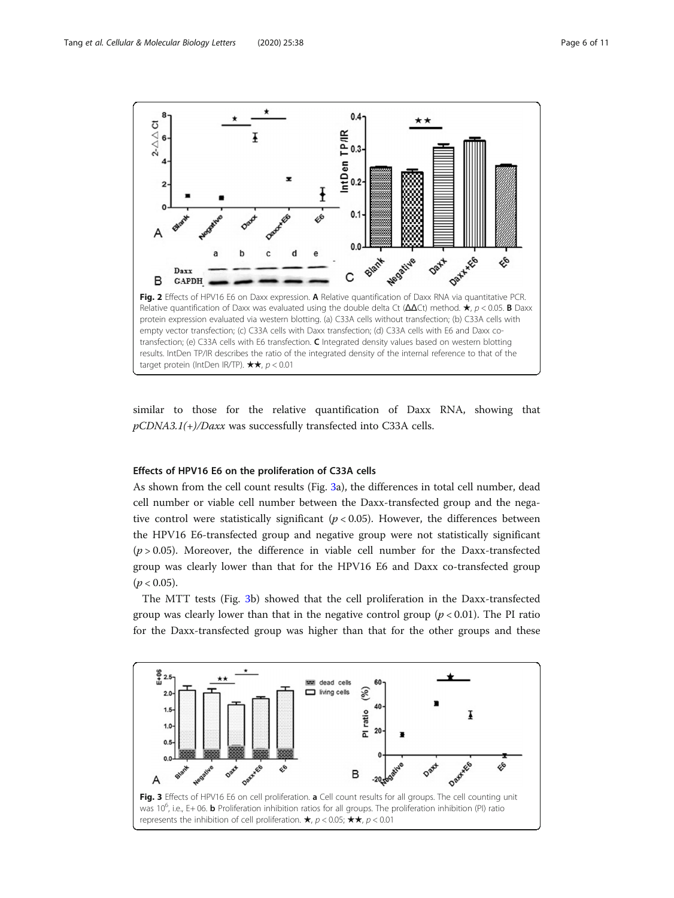Fig. 2 Effects of HPV16 E6 on Daxx expression. **A** Relative quantification of Daxx RNA via quantitative PCR. Relative quantification of Daxx was evaluated using the double delta Ct (ΔΔCt) method. ★, $p < 0.05$. **B** Daxx protein expression evaluated via western blotting. (a) C33A cells without transfection; (b) C33A cells with empty vector transfection; (c) C33A cells with Daxx transfection; (d) C33A cells with E6 and Daxx co-transfection; (e) C33A cells with E6 transfection. **C** Integrated density values based on western blotting results. IntDen TP/IR describes the ratio of the integrated density of the internal reference to that of the target protein (IntDen IR/TP). ★★, $p < 0.01$

similar to those for the relative quantification of Daxx RNA, showing that *pCDNA3.1(+)/Daxx* was successfully transfected into C33A cells.

### Effects of HPV16 E6 on the proliferation of C33A cells

As shown from the cell count results (Fig. 3a), the differences in total cell number, dead cell number or viable cell number between the Daxx-transfected group and the negative control were statistically significant ($p < 0.05$). However, the differences between the HPV16 E6-transfected group and negative group were not statistically significant ($p > 0.05$). Moreover, the difference in viable cell number for the Daxx-transfected group was clearly lower than that for the HPV16 E6 and Daxx co-transfected group ($p < 0.05$).

The MTT tests (Fig. 3b) showed that the cell proliferation in the Daxx-transfected group was clearly lower than that in the negative control group ($p < 0.01$). The PI ratio for the Daxx-transfected group was higher than that for the other groups and these

Fig. 3 Effects of HPV16 E6 on cell proliferation. **a** Cell count results for all groups. The cell counting unit was $10^6$, i.e., E+06. **b** Proliferation inhibition ratios for all groups. The proliferation inhibition (PI) ratio represents the inhibition of cell proliferation. ★, $p < 0.05$; ★★, $p < 0.01$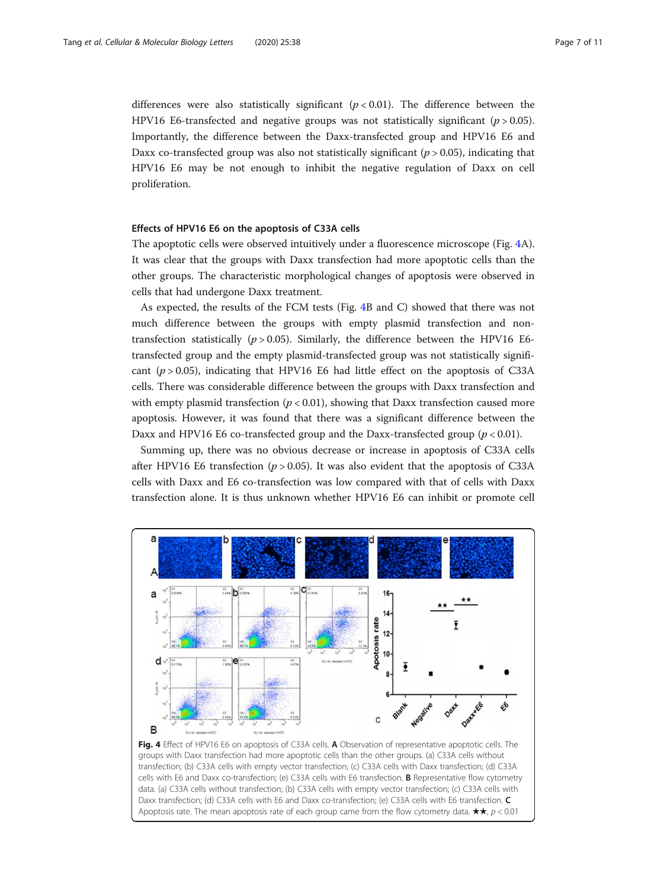differences were also statistically significant ($p < 0.01$). The difference between the HPV16 E6-transfected and negative groups was not statistically significant ($p > 0.05$). Importantly, the difference between the Daxx-transfected group and HPV16 E6 and Daxx co-transfected group was also not statistically significant ($p > 0.05$), indicating that HPV16 E6 may be not enough to inhibit the negative regulation of Daxx on cell proliferation.

#### Effects of HPV16 E6 on the apoptosis of C33A cells

The apoptotic cells were observed intuitively under a fluorescence microscope (Fig. 4A). It was clear that the groups with Daxx transfection had more apoptotic cells than the other groups. The characteristic morphological changes of apoptosis were observed in cells that had undergone Daxx treatment.

As expected, the results of the FCM tests (Fig. 4B and C) showed that there was not much difference between the groups with empty plasmid transfection and non-transfection statistically ($p > 0.05$). Similarly, the difference between the HPV16 E6-transfected group and the empty plasmid-transfected group was not statistically significant ($p > 0.05$), indicating that HPV16 E6 had little effect on the apoptosis of C33A cells. There was considerable difference between the groups with Daxx transfection and with empty plasmid transfection ($p < 0.01$), showing that Daxx transfection caused more apoptosis. However, it was found that there was a significant difference between the Daxx and HPV16 E6 co-transfected group and the Daxx-transfected group ($p < 0.01$).

Summing up, there was no obvious decrease or increase in apoptosis of C33A cells after HPV16 E6 transfection ($p > 0.05$). It was also evident that the apoptosis of C33A cells with Daxx and E6 co-transfection was low compared with that of cells with Daxx transfection alone. It is thus unknown whether HPV16 E6 can inhibit or promote cell

**Fig. 4** Effect of HPV16 E6 on apoptosis of C33A cells. **A** Observation of representative apoptotic cells. The groups with Daxx transfection had more apoptotic cells than the other groups. (a) C33A cells without transfection; (b) C33A cells with empty vector transfection; (c) C33A cells with Daxx transfection; (d) C33A cells with E6 and Daxx co-transfection; (e) C33A cells with E6 transfection. **B** Representative flow cytometry data. (a) C33A cells without transfection; (b) C33A cells with empty vector transfection; (c) C33A cells with Daxx transfection; (d) C33A cells with E6 and Daxx co-transfection; (e) C33A cells with E6 transfection. **C** Apoptosis rate. The mean apoptosis rate of each group came from the flow cytometry data. ★★, $p < 0.01$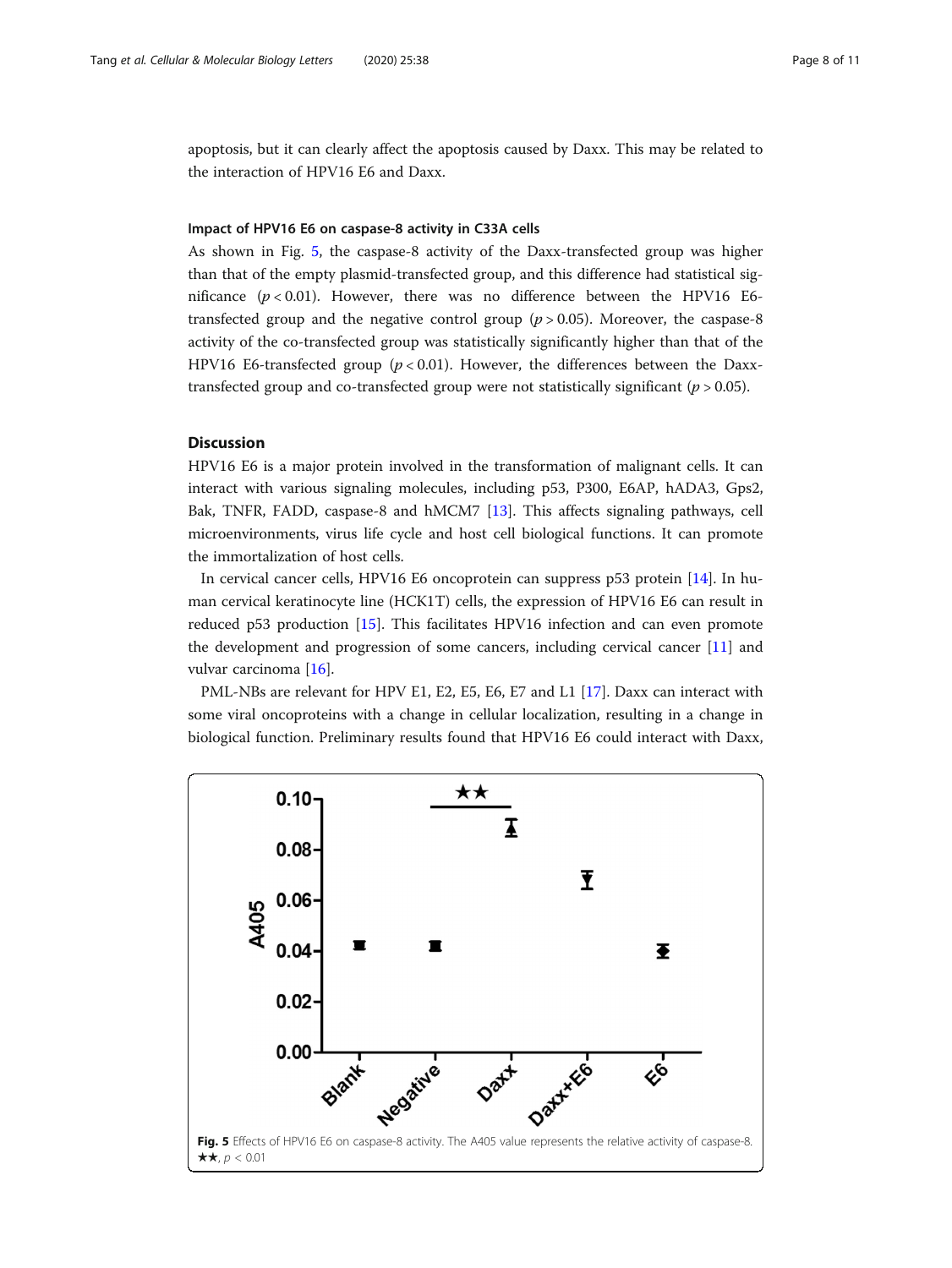apoptosis, but it can clearly affect the apoptosis caused by Daxx. This may be related to the interaction of HPV16 E6 and Daxx.

### Impact of HPV16 E6 on caspase-8 activity in C33A cells

As shown in Fig. 5, the caspase-8 activity of the Daxx-transfected group was higher than that of the empty plasmid-transfected group, and this difference had statistical significance ($p < 0.01$). However, there was no difference between the HPV16 E6-transfected group and the negative control group ($p > 0.05$). Moreover, the caspase-8 activity of the co-transfected group was statistically significantly higher than that of the HPV16 E6-transfected group ($p < 0.01$). However, the differences between the Daxx-transfected group and co-transfected group were not statistically significant ($p > 0.05$).

## Discussion

HPV16 E6 is a major protein involved in the transformation of malignant cells. It can interact with various signaling molecules, including p53, P300, E6AP, hADA3, Gps2, Bak, TNFR, FADD, caspase-8 and hMCM7 [13]. This affects signaling pathways, cell microenvironments, virus life cycle and host cell biological functions. It can promote the immortalization of host cells.

In cervical cancer cells, HPV16 E6 oncoprotein can suppress p53 protein [14]. In human cervical keratinocyte line (HCK1T) cells, the expression of HPV16 E6 can result in reduced p53 production [15]. This facilitates HPV16 infection and can even promote the development and progression of some cancers, including cervical cancer [11] and vulvar carcinoma [16].

PML-NBs are relevant for HPV E1, E2, E5, E6, E7 and L1 [17]. Daxx can interact with some viral oncoproteins with a change in cellular localization, resulting in a change in biological function. Preliminary results found that HPV16 E6 could interact with Daxx,

**Fig. 5** Effects of HPV16 E6 on caspase-8 activity. The A405 value represents the relative activity of caspase-8. ★★, $p < 0.01$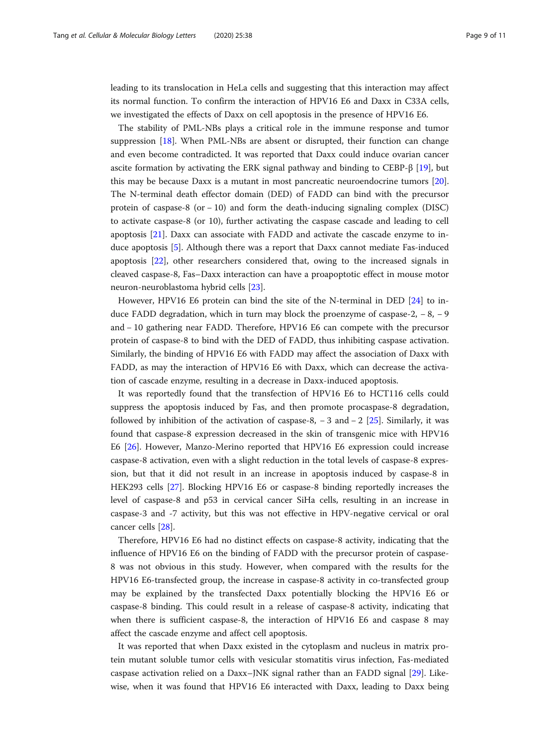leading to its translocation in HeLa cells and suggesting that this interaction may affect its normal function. To confirm the interaction of HPV16 E6 and Daxx in C33A cells, we investigated the effects of Daxx on cell apoptosis in the presence of HPV16 E6.

The stability of PML-NBs plays a critical role in the immune response and tumor suppression [18]. When PML-NBs are absent or disrupted, their function can change and even become contradicted. It was reported that Daxx could induce ovarian cancer ascite formation by activating the ERK signal pathway and binding to CEBP-β [19], but this may be because Daxx is a mutant in most pancreatic neuroendocrine tumors [20]. The N-terminal death effector domain (DED) of FADD can bind with the precursor protein of caspase-8 (or − 10) and form the death-inducing signaling complex (DISC) to activate caspase-8 (or 10), further activating the caspase cascade and leading to cell apoptosis [21]. Daxx can associate with FADD and activate the cascade enzyme to induce apoptosis [5]. Although there was a report that Daxx cannot mediate Fas-induced apoptosis [22], other researchers considered that, owing to the increased signals in cleaved caspase-8, Fas–Daxx interaction can have a proapoptotic effect in mouse motor neuron-neuroblastoma hybrid cells [23].

However, HPV16 E6 protein can bind the site of the N-terminal in DED [24] to induce FADD degradation, which in turn may block the proenzyme of caspase-2, − 8, − 9 and − 10 gathering near FADD. Therefore, HPV16 E6 can compete with the precursor protein of caspase-8 to bind with the DED of FADD, thus inhibiting caspase activation. Similarly, the binding of HPV16 E6 with FADD may affect the association of Daxx with FADD, as may the interaction of HPV16 E6 with Daxx, which can decrease the activation of cascade enzyme, resulting in a decrease in Daxx-induced apoptosis.

It was reportedly found that the transfection of HPV16 E6 to HCT116 cells could suppress the apoptosis induced by Fas, and then promote procaspase-8 degradation, followed by inhibition of the activation of caspase-8, − 3 and − 2 [25]. Similarly, it was found that caspase-8 expression decreased in the skin of transgenic mice with HPV16 E6 [26]. However, Manzo-Merino reported that HPV16 E6 expression could increase caspase-8 activation, even with a slight reduction in the total levels of caspase-8 expression, but that it did not result in an increase in apoptosis induced by caspase-8 in HEK293 cells [27]. Blocking HPV16 E6 or caspase-8 binding reportedly increases the level of caspase-8 and p53 in cervical cancer SiHa cells, resulting in an increase in caspase-3 and -7 activity, but this was not effective in HPV-negative cervical or oral cancer cells [28].

Therefore, HPV16 E6 had no distinct effects on caspase-8 activity, indicating that the influence of HPV16 E6 on the binding of FADD with the precursor protein of caspase-8 was not obvious in this study. However, when compared with the results for the HPV16 E6-transfected group, the increase in caspase-8 activity in co-transfected group may be explained by the transfected Daxx potentially blocking the HPV16 E6 or caspase-8 binding. This could result in a release of caspase-8 activity, indicating that when there is sufficient caspase-8, the interaction of HPV16 E6 and caspase 8 may affect the cascade enzyme and affect cell apoptosis.

It was reported that when Daxx existed in the cytoplasm and nucleus in matrix protein mutant soluble tumor cells with vesicular stomatitis virus infection, Fas-mediated caspase activation relied on a Daxx–JNK signal rather than an FADD signal [29]. Likewise, when it was found that HPV16 E6 interacted with Daxx, leading to Daxx being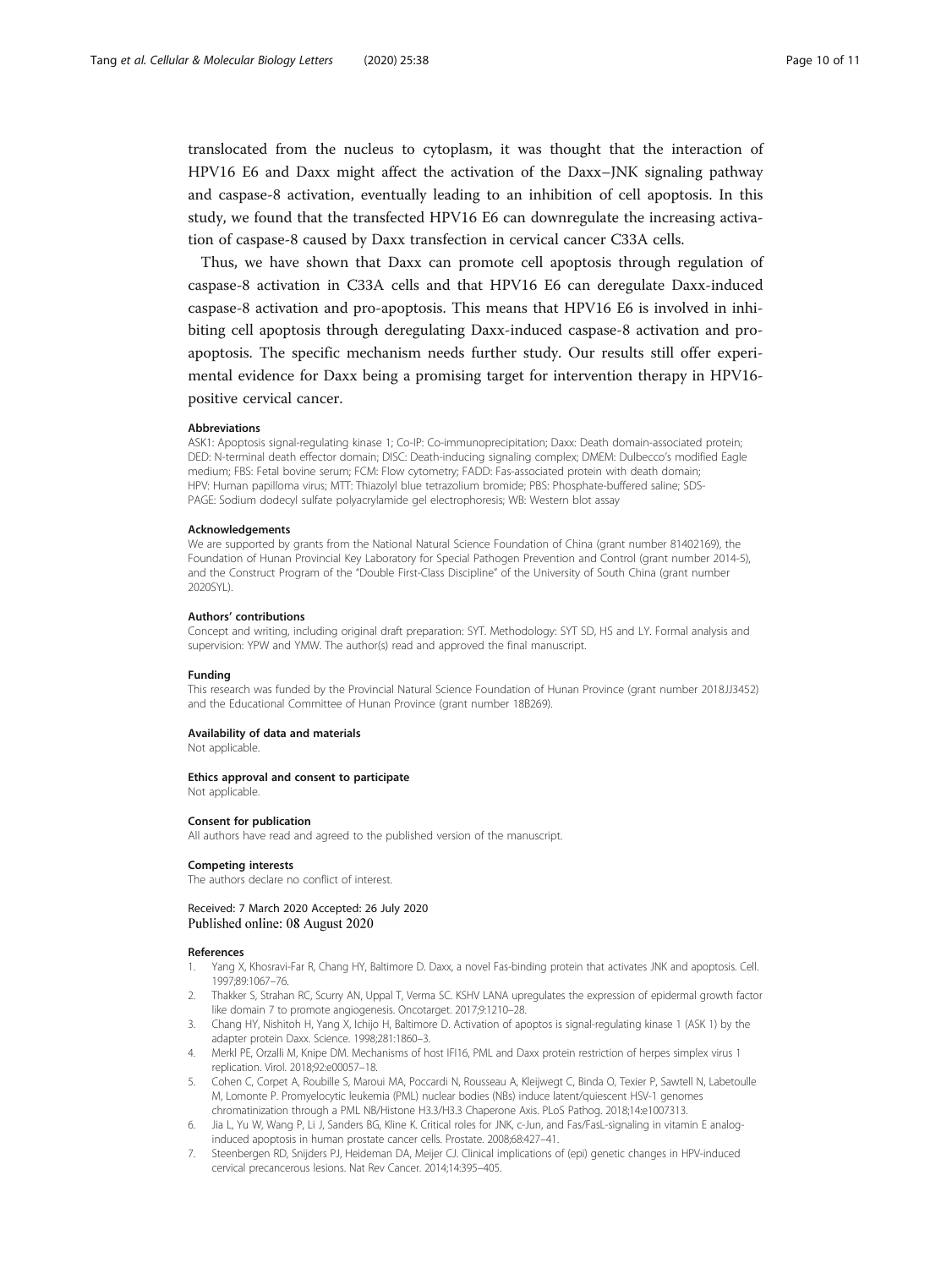translocated from the nucleus to cytoplasm, it was thought that the interaction of HPV16 E6 and Daxx might affect the activation of the Daxx–JNK signaling pathway and caspase-8 activation, eventually leading to an inhibition of cell apoptosis. In this study, we found that the transfected HPV16 E6 can downregulate the increasing activation of caspase-8 caused by Daxx transfection in cervical cancer C33A cells.

Thus, we have shown that Daxx can promote cell apoptosis through regulation of caspase-8 activation in C33A cells and that HPV16 E6 can deregulate Daxx-induced caspase-8 activation and pro-apoptosis. This means that HPV16 E6 is involved in inhibiting cell apoptosis through deregulating Daxx-induced caspase-8 activation and pro-apoptosis. The specific mechanism needs further study. Our results still offer experimental evidence for Daxx being a promising target for intervention therapy in HPV16-positive cervical cancer.

#### Abbreviations

ASK1: Apoptosis signal-regulating kinase 1; Co-IP: Co-immunoprecipitation; Daxx: Death domain-associated protein; DED: N-terminal death effector domain; DISC: Death-inducing signaling complex; DMEM: Dulbecco's modified Eagle medium; FBS: Fetal bovine serum; FCM: Flow cytometry; FADD: Fas-associated protein with death domain; HPV: Human papilloma virus; MTT: Thiazolyl blue tetrazolium bromide; PBS: Phosphate-buffered saline; SDS-PAGE: Sodium dodecyl sulfate polyacrylamide gel electrophoresis; WB: Western blot assay

#### Acknowledgements

We are supported by grants from the National Natural Science Foundation of China (grant number 81402169), the Foundation of Hunan Provincial Key Laboratory for Special Pathogen Prevention and Control (grant number 2014-5), and the Construct Program of the "Double First-Class Discipline" of the University of South China (grant number 2020SYL).

#### Authors' contributions

Concept and writing, including original draft preparation: SYT. Methodology: SYT SD, HS and LY. Formal analysis and supervision: YPW and YMW. The author(s) read and approved the final manuscript.

#### Funding

This research was funded by the Provincial Natural Science Foundation of Hunan Province (grant number 2018JJ3452) and the Educational Committee of Hunan Province (grant number 18B269).

#### Availability of data and materials

Not applicable.

#### Ethics approval and consent to participate

Not applicable.

#### Consent for publication

All authors have read and agreed to the published version of the manuscript.

#### Competing interests

The authors declare no conflict of interest.

Received: 7 March 2020 Accepted: 26 July 2020
Published online: 08 August 2020

#### References

1. Yang X, Khosravi-Far R, Chang HY, Baltimore D. Daxx, a novel Fas-binding protein that activates JNK and apoptosis. Cell. 1997;89:1067–76.
2. Thakker S, Strahan RC, Scurry AN, Uppal T, Verma SC. KSHV LANA upregulates the expression of epidermal growth factor like domain 7 to promote angiogenesis. Oncotarget. 2017;9:1210–28.
3. Chang HY, Nishitoh H, Yang X, Ichijo H, Baltimore D. Activation of apoptos is signal-regulating kinase 1 (ASK 1) by the adapter protein Daxx. Science. 1998;281:1860–3.
4. Merkl PE, Orzalli M, Knipe DM. Mechanisms of host IFI16, PML and Daxx protein restriction of herpes simplex virus 1 replication. Virol. 2018;92:e00057–18.
5. Cohen C, Corpet A, Roubille S, Maroui MA, Poccardi N, Rousseau A, Kleijwegt C, Binda O, Texier P, Sawtell N, Labetoulle M, Lomonte P. Promyelocytic leukemia (PML) nuclear bodies (NBs) induce latent/quiescent HSV-1 genomes chromatinization through a PML NB/Histone H3.3/H3.3 Chaperone Axis. PLoS Pathog. 2018;14:e1007313.
6. Jia L, Yu W, Wang P, Li J, Sanders BG, Kline K. Critical roles for JNK, c-Jun, and Fas/FasL-signaling in vitamin E analog-induced apoptosis in human prostate cancer cells. Prostate. 2008;68:427–41.
7. Steenbergen RD, Snijders PJ, Heideman DA, Meijer CJ. Clinical implications of (epi) genetic changes in HPV-induced cervical precancerous lesions. Nat Rev Cancer. 2014;14:395–405.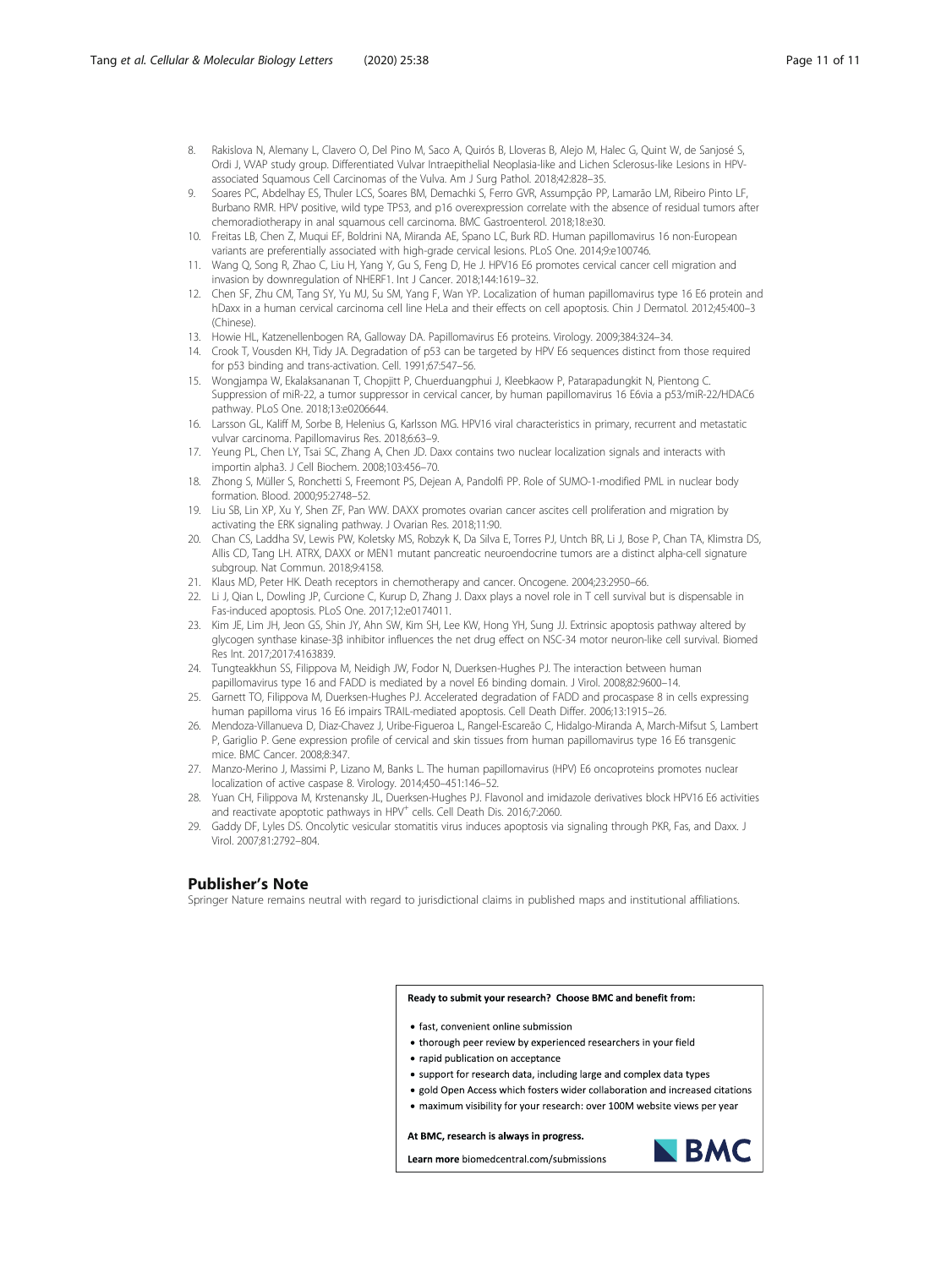8. Rakislova N, Alemany L, Clavero O, Del Pino M, Saco A, Quirós B, Lloveras B, Alejo M, Halec G, Quint W, de Sanjosé S, Ordi J, VVAP study group. Differentiated Vulvar Intraepithelial Neoplasia-like and Lichen Sclerosus-like Lesions in HPV-associated Squamous Cell Carcinomas of the Vulva. Am J Surg Pathol. 2018;42:828–35.
9. Soares PC, Abdelhay ES, Thuler LCS, Soares BM, Demachki S, Ferro GVR, Assumpção PP, Lamarão LM, Ribeiro Pinto LF, Burbano RMR. HPV positive, wild type TP53, and p16 overexpression correlate with the absence of residual tumors after chemoradiotherapy in anal squamous cell carcinoma. BMC Gastroenterol. 2018;18:e30.
10. Freitas LB, Chen Z, Muqui EF, Boldrini NA, Miranda AE, Spano LC, Burk RD. Human papillomavirus 16 non-European variants are preferentially associated with high-grade cervical lesions. PLoS One. 2014;9:e100746.
11. Wang Q, Song R, Zhao C, Liu H, Yang Y, Gu S, Feng D, He J. HPV16 E6 promotes cervical cancer cell migration and invasion by downregulation of NHERF1. Int J Cancer. 2018;144:1619–32.
12. Chen SF, Zhu CM, Tang SY, Yu MJ, Su SM, Yang F, Wan YP. Localization of human papillomavirus type 16 E6 protein and hDaxx in a human cervical carcinoma cell line HeLa and their effects on cell apoptosis. Chin J Dermatol. 2012;45:400–3 (Chinese).
13. Howie HL, Katzenellenbogen RA, Galloway DA. Papillomavirus E6 proteins. Virology. 2009;384:324–34.
14. Crook T, Vousden KH, Tidy JA. Degradation of p53 can be targeted by HPV E6 sequences distinct from those required for p53 binding and trans-activation. Cell. 1991;67:547–56.
15. Wongjampa W, Ekalaksananan T, Chopjitt P, Chuerduangphui J, Kleebkaow P, Patarapadungkit N, Pientong C. Suppression of miR-22, a tumor suppressor in cervical cancer, by human papillomavirus 16 E6via a p53/miR-22/HDAC6 pathway. PLoS One. 2018;13:e0206644.
16. Larsson GL, Kaliff M, Sorbe B, Helenius G, Karlsson MG. HPV16 viral characteristics in primary, recurrent and metastatic vulvar carcinoma. Papillomavirus Res. 2018;6:63–9.
17. Yeung PL, Chen LY, Tsai SC, Zhang A, Chen JD. Daxx contains two nuclear localization signals and interacts with importin alpha3. J Cell Biochem. 2008;103:456–70.
18. Zhong S, Müller S, Ronchetti S, Freemont PS, Dejean A, Pandolfi PP. Role of SUMO-1-modified PML in nuclear body formation. Blood. 2000;95:2748–52.
19. Liu SB, Lin XP, Xu Y, Shen ZF, Pan WW. DAXX promotes ovarian cancer ascites cell proliferation and migration by activating the ERK signaling pathway. J Ovarian Res. 2018;11:90.
20. Chan CS, Laddha SV, Lewis PW, Koletsky MS, Robzyk K, Da Silva E, Torres PJ, Untch BR, Li J, Bose P, Chan TA, Klimstra DS, Allis CD, Tang LH. ATRX, DAXX or MEN1 mutant pancreatic neuroendocrine tumors are a distinct alpha-cell signature subgroup. Nat Commun. 2018;9:4158.
21. Klaus MD, Peter HK. Death receptors in chemotherapy and cancer. Oncogene. 2004;23:2950–66.
22. Li J, Qian L, Dowling JP, Curcione C, Kurup D, Zhang J. Daxx plays a novel role in T cell survival but is dispensable in Fas-induced apoptosis. PLoS One. 2017;12:e0174011.
23. Kim JE, Lim JH, Jeon GS, Shin JY, Ahn SW, Kim SH, Lee KW, Hong YH, Sung JJ. Extrinsic apoptosis pathway altered by glycogen synthase kinase-3β inhibitor influences the net drug effect on NSC-34 motor neuron-like cell survival. Biomed Res Int. 2017;2017:4163839.
24. Tungteakkhun SS, Filippova M, Neidigh JW, Fodor N, Duerksen-Hughes PJ. The interaction between human papillomavirus type 16 and FADD is mediated by a novel E6 binding domain. J Virol. 2008;82:9600–14.
25. Garnett TO, Filippova M, Duerksen-Hughes PJ. Accelerated degradation of FADD and procaspase 8 in cells expressing human papilloma virus 16 E6 impairs TRAIL-mediated apoptosis. Cell Death Differ. 2006;13:1915–26.
26. Mendoza-Villanueva D, Diaz-Chavez J, Uribe-Figueroa L, Rangel-Escareño C, Hidalgo-Miranda A, March-Mifsut S, Lambert P, Gariglio P. Gene expression profile of cervical and skin tissues from human papillomavirus type 16 E6 transgenic mice. BMC Cancer. 2008;8:347.
27. Manzo-Merino J, Massimi P, Lizano M, Banks L. The human papillomavirus (HPV) E6 oncoproteins promotes nuclear localization of active caspase 8. Virology. 2014;450–451:146–52.
28. Yuan CH, Filippova M, Krstenansky JL, Duerksen-Hughes PJ. Flavonol and imidazole derivatives block HPV16 E6 activities and reactivate apoptotic pathways in HPV$^{+}$ cells. Cell Death Dis. 2016;7:2060.
29. Gaddy DF, Lyles DS. Oncolytic vesicular stomatitis virus induces apoptosis via signaling through PKR, Fas, and Daxx. J Virol. 2007;81:2792–804.

## Publisher's Note

Springer Nature remains neutral with regard to jurisdictional claims in published maps and institutional affiliations.

**Ready to submit your research? Choose BMC and benefit from:**

- fast, convenient online submission
- thorough peer review by experienced researchers in your field
- rapid publication on acceptance
- support for research data, including large and complex data types
- gold Open Access which fosters wider collaboration and increased citations
- maximum visibility for your research: over 100M website views per year

**At BMC, research is always in progress.**

**Learn more** biomedcentral.com/submissions

BMC